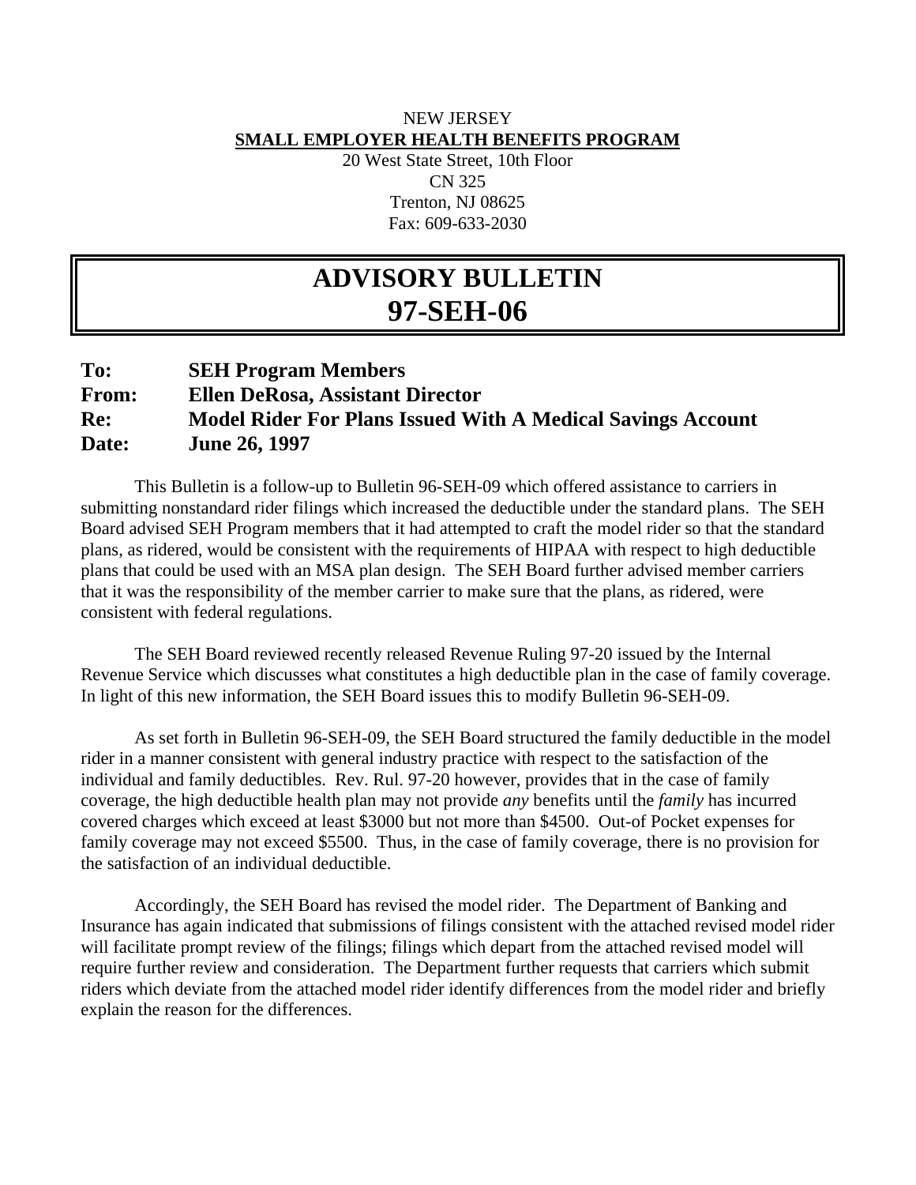NEW JERSEY

**SMALL EMPLOYER HEALTH BENEFITS PROGRAM**

20 West State Street, 10th Floor
CN 325
Trenton, NJ 08625
Fax: 609-633-2030

# ADVISORY BULLETIN
# 97-SEH-06

**To:** **SEH Program Members**
**From:** **Ellen DeRosa, Assistant Director**
**Re:** **Model Rider For Plans Issued With A Medical Savings Account**
**Date:** **June 26, 1997**

This Bulletin is a follow-up to Bulletin 96-SEH-09 which offered assistance to carriers in submitting nonstandard rider filings which increased the deductible under the standard plans. The SEH Board advised SEH Program members that it had attempted to craft the model rider so that the standard plans, as ridered, would be consistent with the requirements of HIPAA with respect to high deductible plans that could be used with an MSA plan design. The SEH Board further advised member carriers that it was the responsibility of the member carrier to make sure that the plans, as ridered, were consistent with federal regulations.

The SEH Board reviewed recently released Revenue Ruling 97-20 issued by the Internal Revenue Service which discusses what constitutes a high deductible plan in the case of family coverage. In light of this new information, the SEH Board issues this to modify Bulletin 96-SEH-09.

As set forth in Bulletin 96-SEH-09, the SEH Board structured the family deductible in the model rider in a manner consistent with general industry practice with respect to the satisfaction of the individual and family deductibles. Rev. Rul. 97-20 however, provides that in the case of family coverage, the high deductible health plan may not provide *any* benefits until the *family* has incurred covered charges which exceed at least $3000 but not more than $4500. Out-of Pocket expenses for family coverage may not exceed $5500. Thus, in the case of family coverage, there is no provision for the satisfaction of an individual deductible.

Accordingly, the SEH Board has revised the model rider. The Department of Banking and Insurance has again indicated that submissions of filings consistent with the attached revised model rider will facilitate prompt review of the filings; filings which depart from the attached revised model will require further review and consideration. The Department further requests that carriers which submit riders which deviate from the attached model rider identify differences from the model rider and briefly explain the reason for the differences.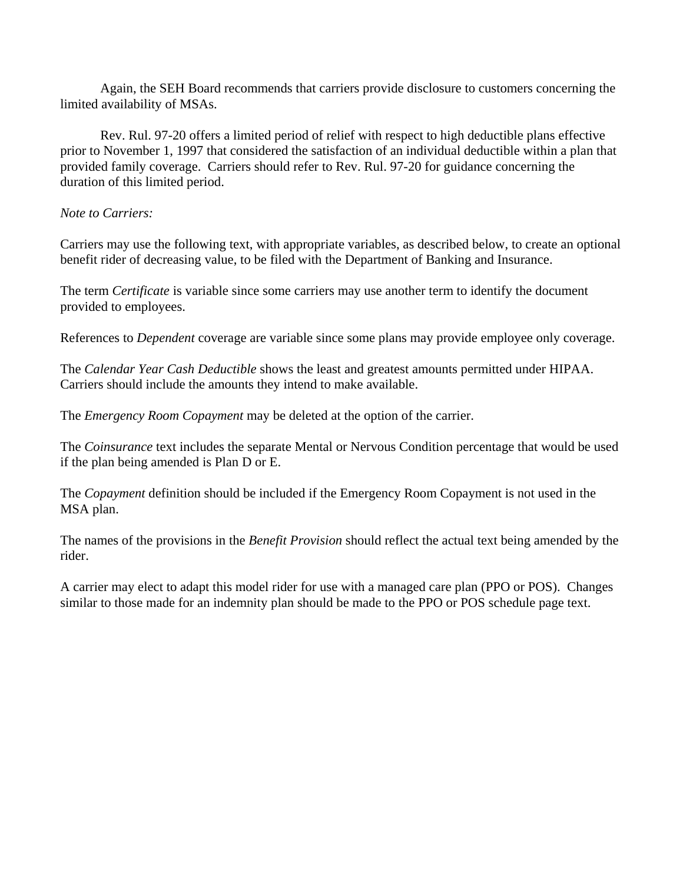Again, the SEH Board recommends that carriers provide disclosure to customers concerning the limited availability of MSAs.

Rev. Rul. 97-20 offers a limited period of relief with respect to high deductible plans effective prior to November 1, 1997 that considered the satisfaction of an individual deductible within a plan that provided family coverage. Carriers should refer to Rev. Rul. 97-20 for guidance concerning the duration of this limited period.

*Note to Carriers:*

Carriers may use the following text, with appropriate variables, as described below, to create an optional benefit rider of decreasing value, to be filed with the Department of Banking and Insurance.

The term *Certificate* is variable since some carriers may use another term to identify the document provided to employees.

References to *Dependent* coverage are variable since some plans may provide employee only coverage.

The *Calendar Year Cash Deductible* shows the least and greatest amounts permitted under HIPAA. Carriers should include the amounts they intend to make available.

The *Emergency Room Copayment* may be deleted at the option of the carrier.

The *Coinsurance* text includes the separate Mental or Nervous Condition percentage that would be used if the plan being amended is Plan D or E.

The *Copayment* definition should be included if the Emergency Room Copayment is not used in the MSA plan.

The names of the provisions in the *Benefit Provision* should reflect the actual text being amended by the rider.

A carrier may elect to adapt this model rider for use with a managed care plan (PPO or POS). Changes similar to those made for an indemnity plan should be made to the PPO or POS schedule page text.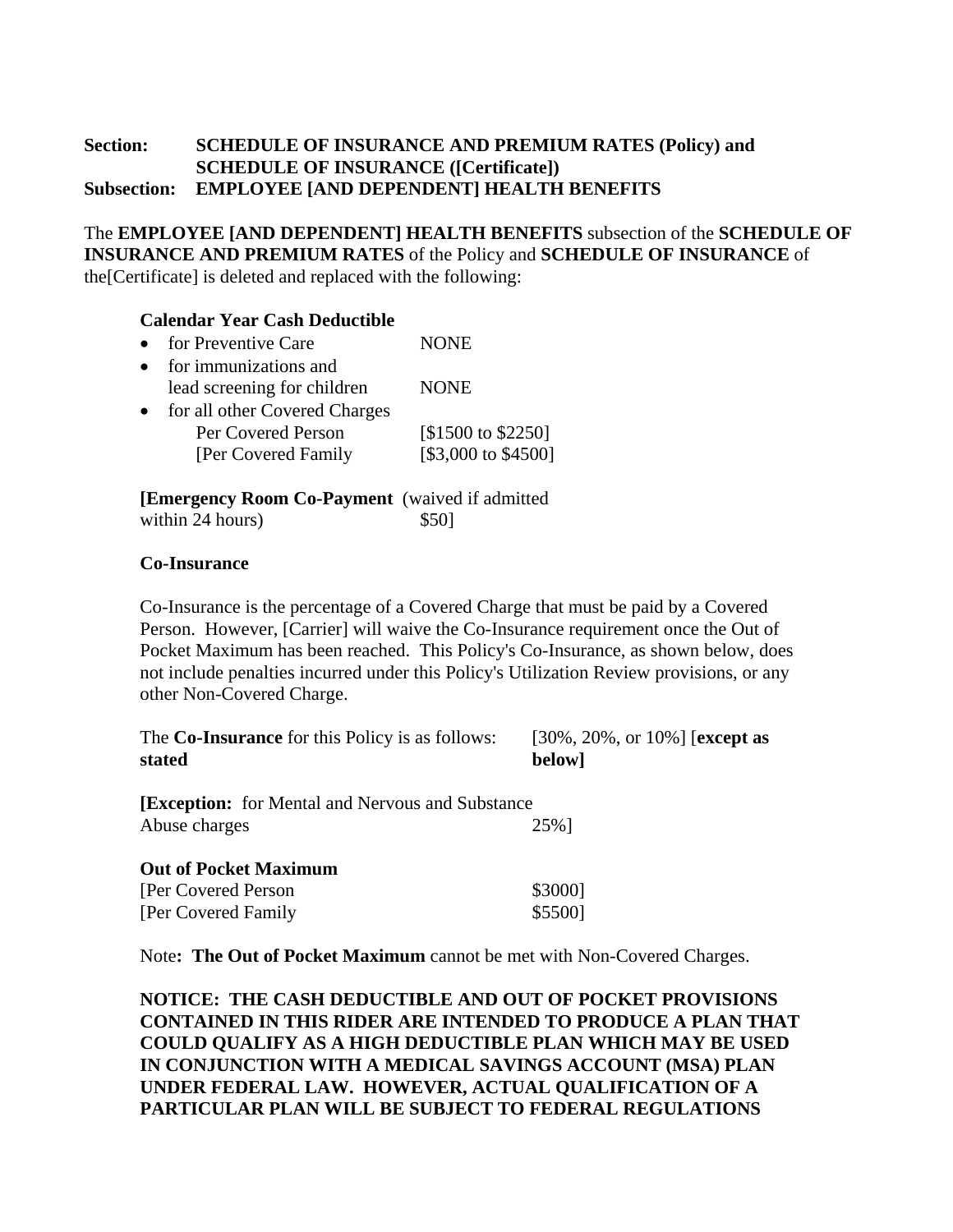**Section: SCHEDULE OF INSURANCE AND PREMIUM RATES (Policy) and SCHEDULE OF INSURANCE ([Certificate])**
**Subsection: EMPLOYEE [AND DEPENDENT] HEALTH BENEFITS**

The **EMPLOYEE [AND DEPENDENT] HEALTH BENEFITS** subsection of the **SCHEDULE OF INSURANCE AND PREMIUM RATES** of the Policy and **SCHEDULE OF INSURANCE** of the[Certificate] is deleted and replaced with the following:

**Calendar Year Cash Deductible**

- for Preventive Care NONE
- for immunizations and lead screening for children NONE
- for all other Covered Charges
  - Per Covered Person [$1500 to $2250]
  - [Per Covered Family [$3,000 to $4500]

**[Emergency Room Co-Payment** (waived if admitted within 24 hours) $50]

**Co-Insurance**

Co-Insurance is the percentage of a Covered Charge that must be paid by a Covered Person. However, [Carrier] will waive the Co-Insurance requirement once the Out of Pocket Maximum has been reached. This Policy's Co-Insurance, as shown below, does not include penalties incurred under this Policy's Utilization Review provisions, or any other Non-Covered Charge.

The **Co-Insurance** for this Policy is as follows: [30%, 20%, or 10%] [**except as stated below]**

**[Exception:** for Mental and Nervous and Substance Abuse charges 25%]

**Out of Pocket Maximum**

[Per Covered Person $3000]
[Per Covered Family $5500]

Note**: The Out of Pocket Maximum** cannot be met with Non-Covered Charges.

**NOTICE: THE CASH DEDUCTIBLE AND OUT OF POCKET PROVISIONS CONTAINED IN THIS RIDER ARE INTENDED TO PRODUCE A PLAN THAT COULD QUALIFY AS A HIGH DEDUCTIBLE PLAN WHICH MAY BE USED IN CONJUNCTION WITH A MEDICAL SAVINGS ACCOUNT (MSA) PLAN UNDER FEDERAL LAW. HOWEVER, ACTUAL QUALIFICATION OF A PARTICULAR PLAN WILL BE SUBJECT TO FEDERAL REGULATIONS**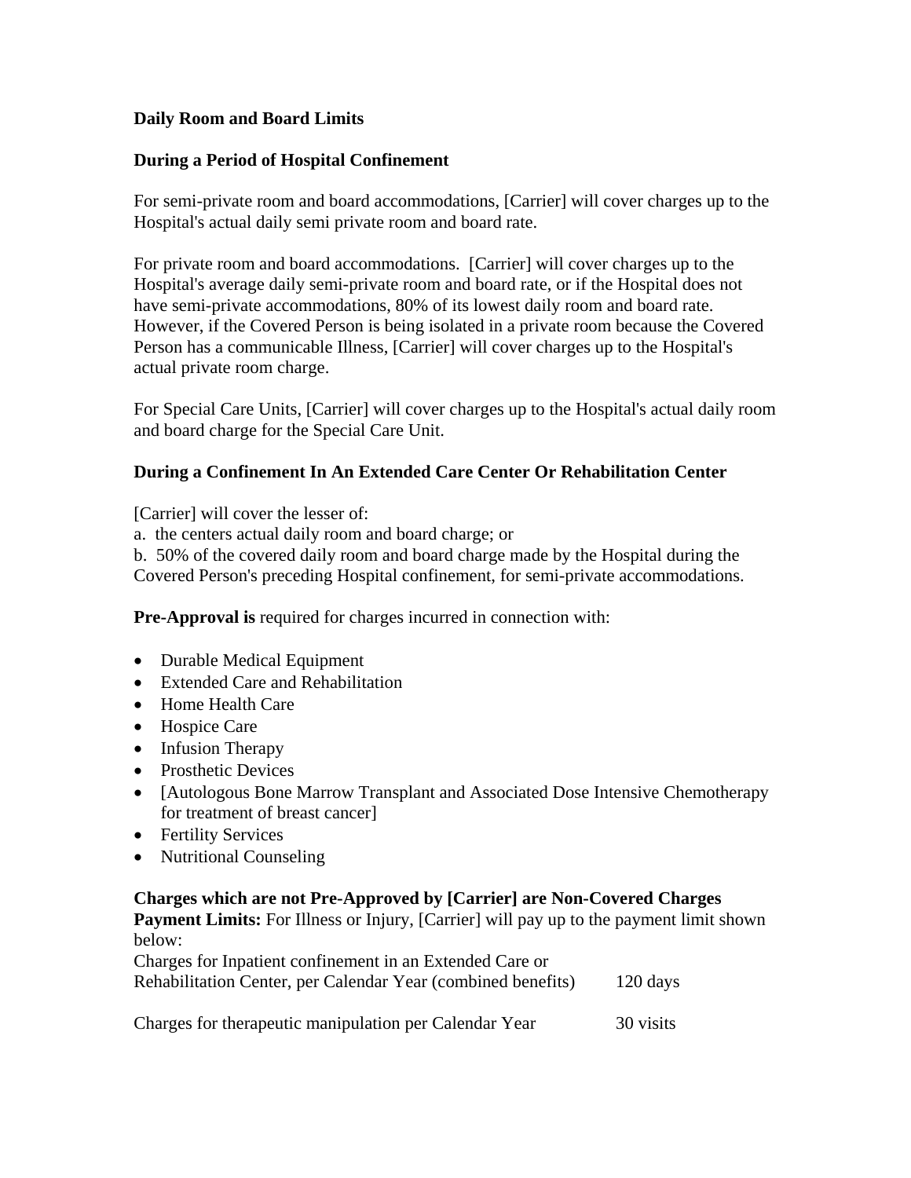**Daily Room and Board Limits**

**During a Period of Hospital Confinement**

For semi-private room and board accommodations, [Carrier] will cover charges up to the Hospital's actual daily semi private room and board rate.

For private room and board accommodations.  [Carrier] will cover charges up to the Hospital's average daily semi-private room and board rate, or if the Hospital does not have semi-private accommodations, 80% of its lowest daily room and board rate. However, if the Covered Person is being isolated in a private room because the Covered Person has a communicable Illness, [Carrier] will cover charges up to the Hospital's actual private room charge.

For Special Care Units, [Carrier] will cover charges up to the Hospital's actual daily room and board charge for the Special Care Unit.

**During a Confinement In An Extended Care Center Or Rehabilitation Center**

[Carrier] will cover the lesser of:
a.  the centers actual daily room and board charge; or
b.  50% of the covered daily room and board charge made by the Hospital during the Covered Person's preceding Hospital confinement, for semi-private accommodations.

**Pre-Approval is** required for charges incurred in connection with:

- Durable Medical Equipment
- Extended Care and Rehabilitation
- Home Health Care
- Hospice Care
- Infusion Therapy
- Prosthetic Devices
- [Autologous Bone Marrow Transplant and Associated Dose Intensive Chemotherapy for treatment of breast cancer]
- Fertility Services
- Nutritional Counseling

**Charges which are not Pre-Approved by [Carrier] are Non-Covered Charges**
**Payment Limits:** For Illness or Injury, [Carrier] will pay up to the payment limit shown below:

| | |
|---|---|
| Charges for Inpatient confinement in an Extended Care or Rehabilitation Center, per Calendar Year (combined benefits) | 120 days |
| Charges for therapeutic manipulation per Calendar Year | 30 visits |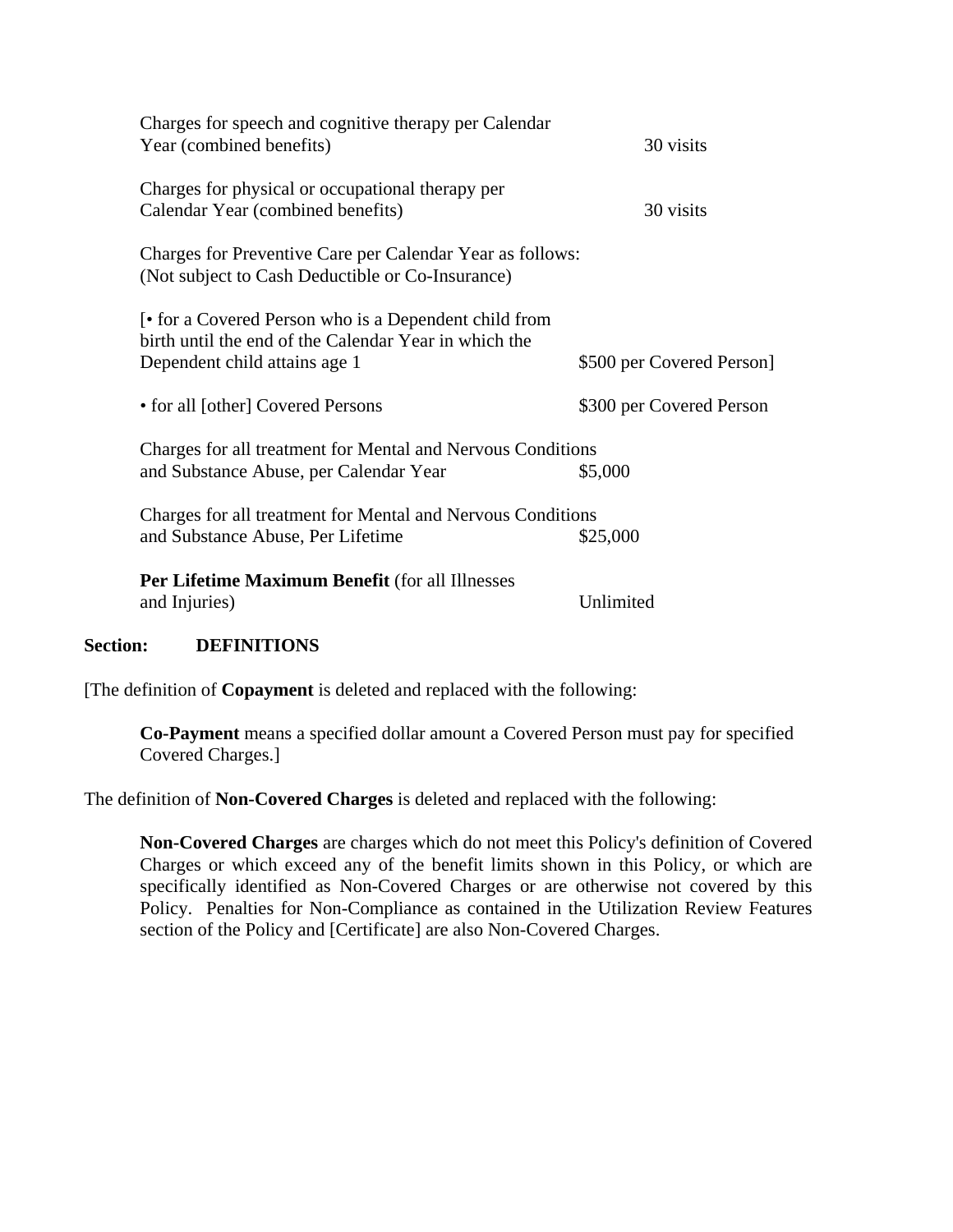| | |
|---|---|
| Charges for speech and cognitive therapy per Calendar Year (combined benefits) | 30 visits |
| Charges for physical or occupational therapy per Calendar Year (combined benefits) | 30 visits |
| Charges for Preventive Care per Calendar Year as follows: (Not subject to Cash Deductible or Co-Insurance) | |
| [• for a Covered Person who is a Dependent child from birth until the end of the Calendar Year in which the Dependent child attains age 1 | $500 per Covered Person] |
| • for all [other] Covered Persons | $300 per Covered Person |
| Charges for all treatment for Mental and Nervous Conditions and Substance Abuse, per Calendar Year | $5,000 |
| Charges for all treatment for Mental and Nervous Conditions and Substance Abuse, Per Lifetime | $25,000 |
| **Per Lifetime Maximum Benefit** (for all Illnesses and Injuries) | Unlimited |

**Section: DEFINITIONS**

[The definition of **Copayment** is deleted and replaced with the following:

> **Co-Payment** means a specified dollar amount a Covered Person must pay for specified Covered Charges.]

The definition of **Non-Covered Charges** is deleted and replaced with the following:

> **Non-Covered Charges** are charges which do not meet this Policy's definition of Covered Charges or which exceed any of the benefit limits shown in this Policy, or which are specifically identified as Non-Covered Charges or are otherwise not covered by this Policy. Penalties for Non-Compliance as contained in the Utilization Review Features section of the Policy and [Certificate] are also Non-Covered Charges.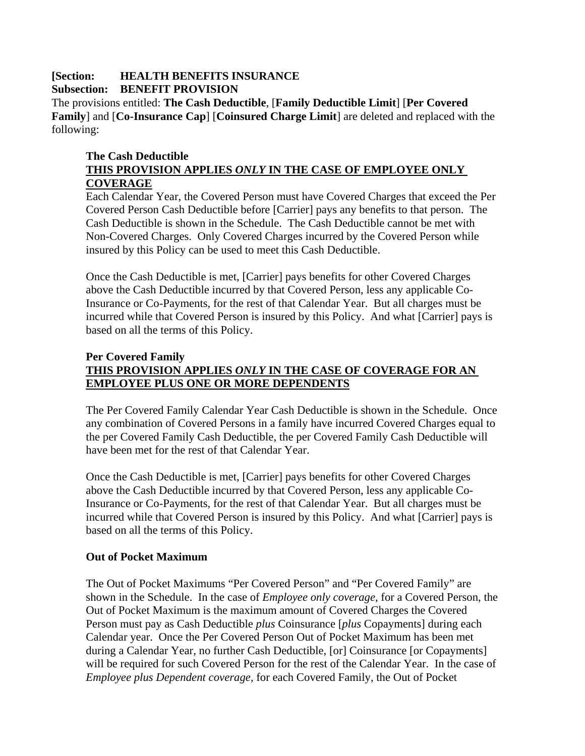**[Section: HEALTH BENEFITS INSURANCE**
**Subsection: BENEFIT PROVISION**

The provisions entitled: **The Cash Deductible**, [**Family Deductible Limit**] [**Per Covered Family**] and [**Co-Insurance Cap**] [**Coinsured Charge Limit**] are deleted and replaced with the following:

**The Cash Deductible**

**THIS PROVISION APPLIES *ONLY* IN THE CASE OF EMPLOYEE ONLY COVERAGE**

Each Calendar Year, the Covered Person must have Covered Charges that exceed the Per Covered Person Cash Deductible before [Carrier] pays any benefits to that person. The Cash Deductible is shown in the Schedule. The Cash Deductible cannot be met with Non-Covered Charges. Only Covered Charges incurred by the Covered Person while insured by this Policy can be used to meet this Cash Deductible.

Once the Cash Deductible is met, [Carrier] pays benefits for other Covered Charges above the Cash Deductible incurred by that Covered Person, less any applicable Co-Insurance or Co-Payments, for the rest of that Calendar Year. But all charges must be incurred while that Covered Person is insured by this Policy. And what [Carrier] pays is based on all the terms of this Policy.

**Per Covered Family**

**THIS PROVISION APPLIES *ONLY* IN THE CASE OF COVERAGE FOR AN EMPLOYEE PLUS ONE OR MORE DEPENDENTS**

The Per Covered Family Calendar Year Cash Deductible is shown in the Schedule. Once any combination of Covered Persons in a family have incurred Covered Charges equal to the per Covered Family Cash Deductible, the per Covered Family Cash Deductible will have been met for the rest of that Calendar Year.

Once the Cash Deductible is met, [Carrier] pays benefits for other Covered Charges above the Cash Deductible incurred by that Covered Person, less any applicable Co-Insurance or Co-Payments, for the rest of that Calendar Year. But all charges must be incurred while that Covered Person is insured by this Policy. And what [Carrier] pays is based on all the terms of this Policy.

**Out of Pocket Maximum**

The Out of Pocket Maximums "Per Covered Person" and "Per Covered Family" are shown in the Schedule. In the case of *Employee only coverage*, for a Covered Person, the Out of Pocket Maximum is the maximum amount of Covered Charges the Covered Person must pay as Cash Deductible *plus* Coinsurance [*plus* Copayments] during each Calendar year. Once the Per Covered Person Out of Pocket Maximum has been met during a Calendar Year, no further Cash Deductible, [or] Coinsurance [or Copayments] will be required for such Covered Person for the rest of the Calendar Year. In the case of *Employee plus Dependent coverage*, for each Covered Family, the Out of Pocket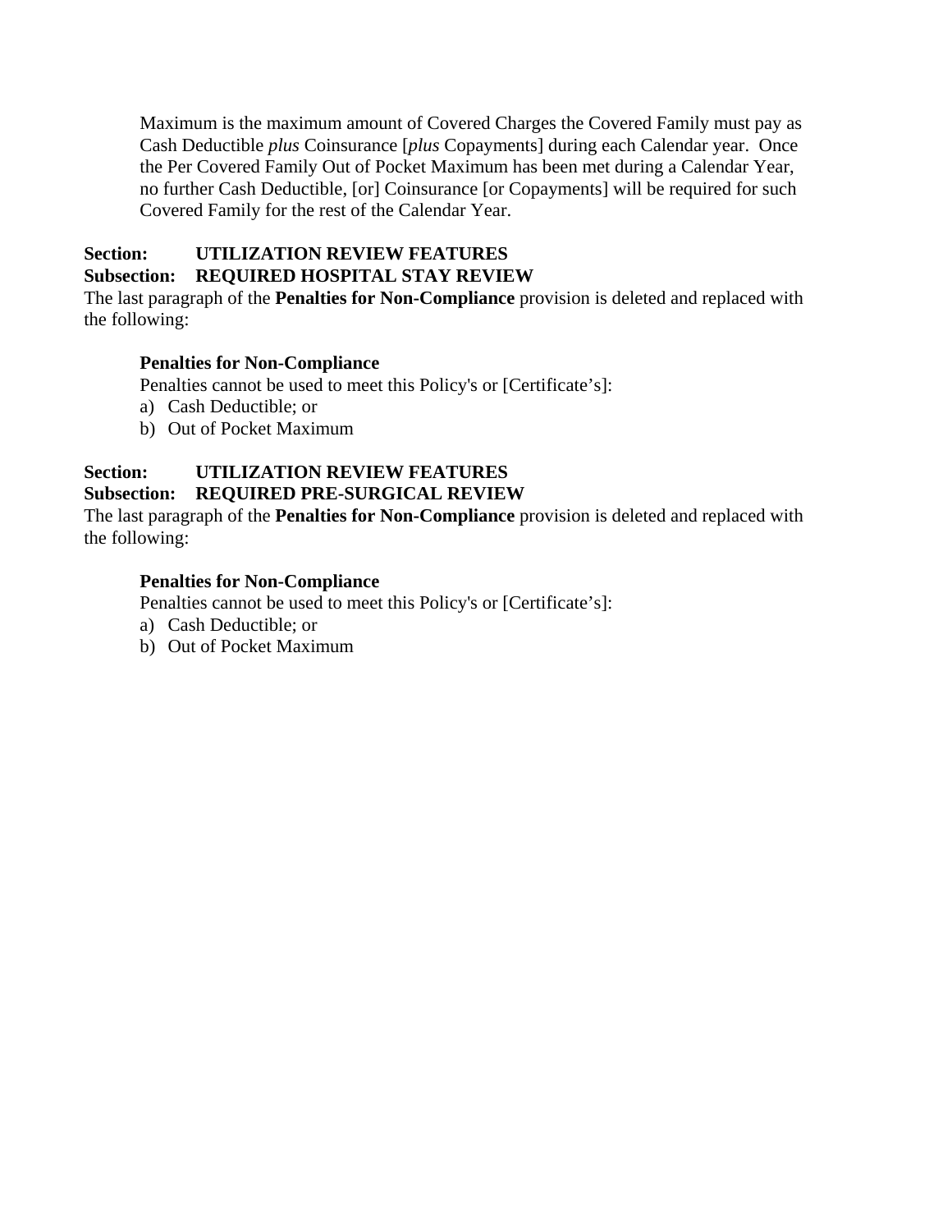Maximum is the maximum amount of Covered Charges the Covered Family must pay as Cash Deductible *plus* Coinsurance [*plus* Copayments] during each Calendar year. Once the Per Covered Family Out of Pocket Maximum has been met during a Calendar Year, no further Cash Deductible, [or] Coinsurance [or Copayments] will be required for such Covered Family for the rest of the Calendar Year.

**Section: UTILIZATION REVIEW FEATURES**
**Subsection: REQUIRED HOSPITAL STAY REVIEW**

The last paragraph of the **Penalties for Non-Compliance** provision is deleted and replaced with the following:

**Penalties for Non-Compliance**

Penalties cannot be used to meet this Policy's or [Certificate's]:

a) Cash Deductible; or
b) Out of Pocket Maximum

**Section: UTILIZATION REVIEW FEATURES**
**Subsection: REQUIRED PRE-SURGICAL REVIEW**

The last paragraph of the **Penalties for Non-Compliance** provision is deleted and replaced with the following:

**Penalties for Non-Compliance**

Penalties cannot be used to meet this Policy's or [Certificate's]:

a) Cash Deductible; or
b) Out of Pocket Maximum